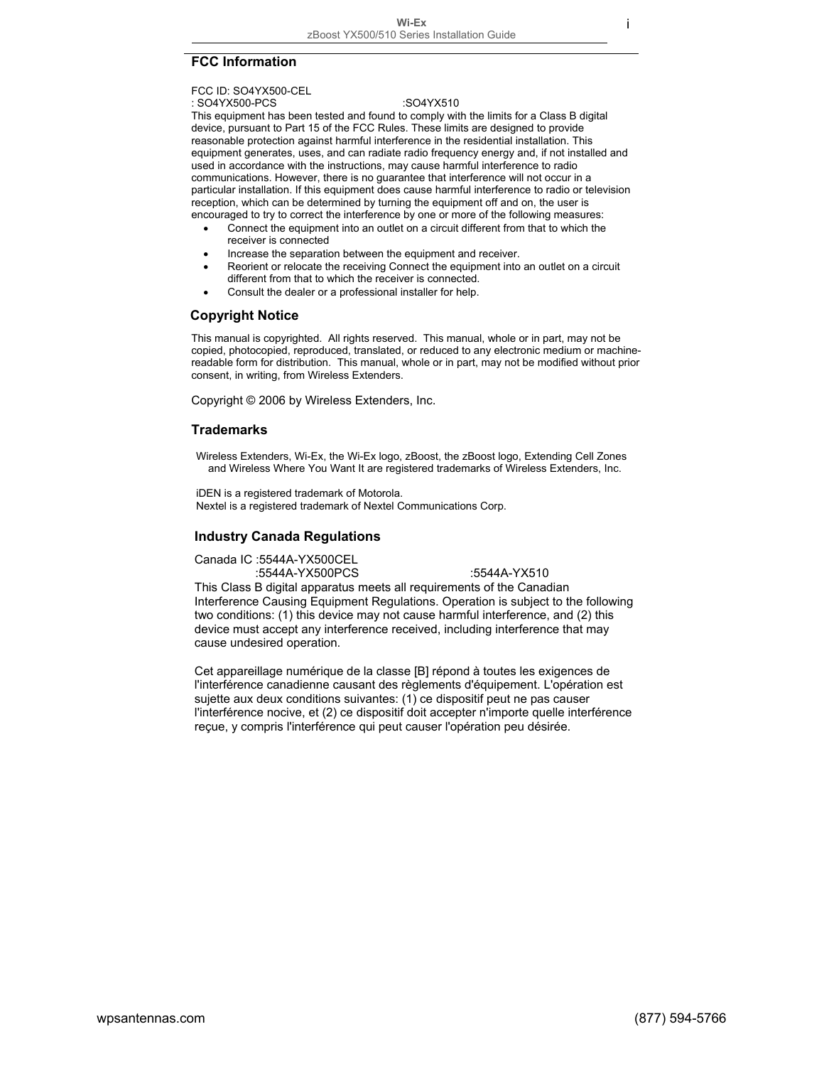## FCC Information

FCC ID: SO4YX500-CEL
: SO4YX500-PCS :SO4YX510
This equipment has been tested and found to comply with the limits for a Class B digital device, pursuant to Part 15 of the FCC Rules. These limits are designed to provide reasonable protection against harmful interference in the residential installation. This equipment generates, uses, and can radiate radio frequency energy and, if not installed and used in accordance with the instructions, may cause harmful interference to radio communications. However, there is no guarantee that interference will not occur in a particular installation. If this equipment does cause harmful interference to radio or television reception, which can be determined by turning the equipment off and on, the user is encouraged to try to correct the interference by one or more of the following measures:

- Connect the equipment into an outlet on a circuit different from that to which the receiver is connected
- Increase the separation between the equipment and receiver.
- Reorient or relocate the receiving Connect the equipment into an outlet on a circuit different from that to which the receiver is connected.
- Consult the dealer or a professional installer for help.

## Copyright Notice

This manual is copyrighted. All rights reserved. This manual, whole or in part, may not be copied, photocopied, reproduced, translated, or reduced to any electronic medium or machine-readable form for distribution. This manual, whole or in part, may not be modified without prior consent, in writing, from Wireless Extenders.

Copyright © 2006 by Wireless Extenders, Inc.

## Trademarks

Wireless Extenders, Wi-Ex, the Wi-Ex logo, zBoost, the zBoost logo, Extending Cell Zones and Wireless Where You Want It are registered trademarks of Wireless Extenders, Inc.

iDEN is a registered trademark of Motorola.
Nextel is a registered trademark of Nextel Communications Corp.

## Industry Canada Regulations

Canada IC :5544A-YX500CEL
:5544A-YX500PCS :5544A-YX510
This Class B digital apparatus meets all requirements of the Canadian Interference Causing Equipment Regulations. Operation is subject to the following two conditions: (1) this device may not cause harmful interference, and (2) this device must accept any interference received, including interference that may cause undesired operation.

Cet appareillage numérique de la classe [B] répond à toutes les exigences de l'interférence canadienne causant des règlements d'équipement. L'opération est sujette aux deux conditions suivantes: (1) ce dispositif peut ne pas causer l'interférence nocive, et (2) ce dispositif doit accepter n'importe quelle interférence reçue, y compris l'interférence qui peut causer l'opération peu désirée.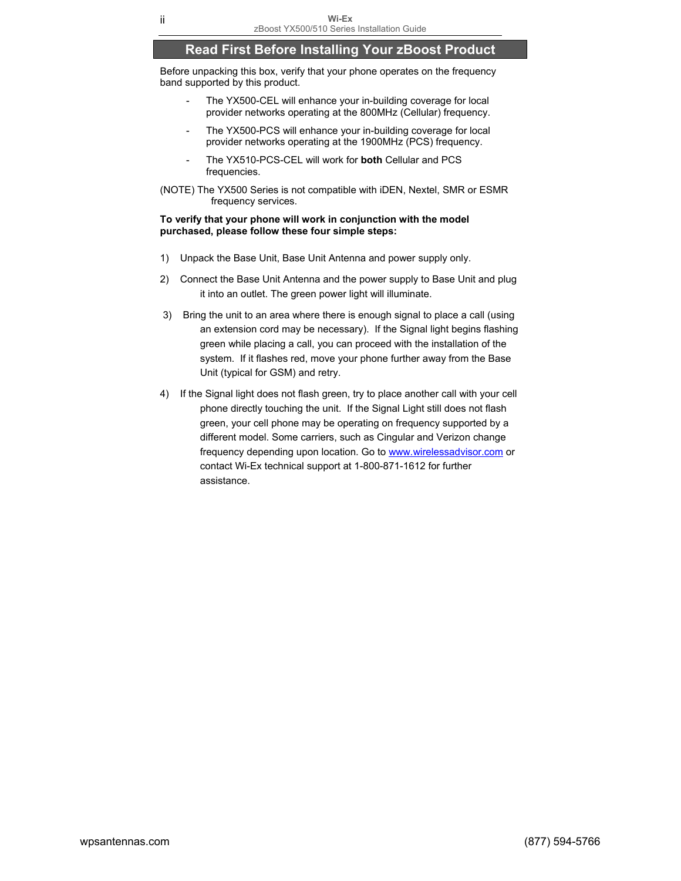## Read First Before Installing Your zBoost Product

Before unpacking this box, verify that your phone operates on the frequency band supported by this product.

- The YX500-CEL will enhance your in-building coverage for local provider networks operating at the 800MHz (Cellular) frequency.
- The YX500-PCS will enhance your in-building coverage for local provider networks operating at the 1900MHz (PCS) frequency.
- The YX510-PCS-CEL will work for **both** Cellular and PCS frequencies.

(NOTE) The YX500 Series is not compatible with iDEN, Nextel, SMR or ESMR frequency services.

**To verify that your phone will work in conjunction with the model purchased, please follow these four simple steps:**

1) Unpack the Base Unit, Base Unit Antenna and power supply only.
2) Connect the Base Unit Antenna and the power supply to Base Unit and plug it into an outlet. The green power light will illuminate.
3) Bring the unit to an area where there is enough signal to place a call (using an extension cord may be necessary). If the Signal light begins flashing green while placing a call, you can proceed with the installation of the system. If it flashes red, move your phone further away from the Base Unit (typical for GSM) and retry.
4) If the Signal light does not flash green, try to place another call with your cell phone directly touching the unit. If the Signal Light still does not flash green, your cell phone may be operating on frequency supported by a different model. Some carriers, such as Cingular and Verizon change frequency depending upon location. Go to www.wirelessadvisor.com or contact Wi-Ex technical support at 1-800-871-1612 for further assistance.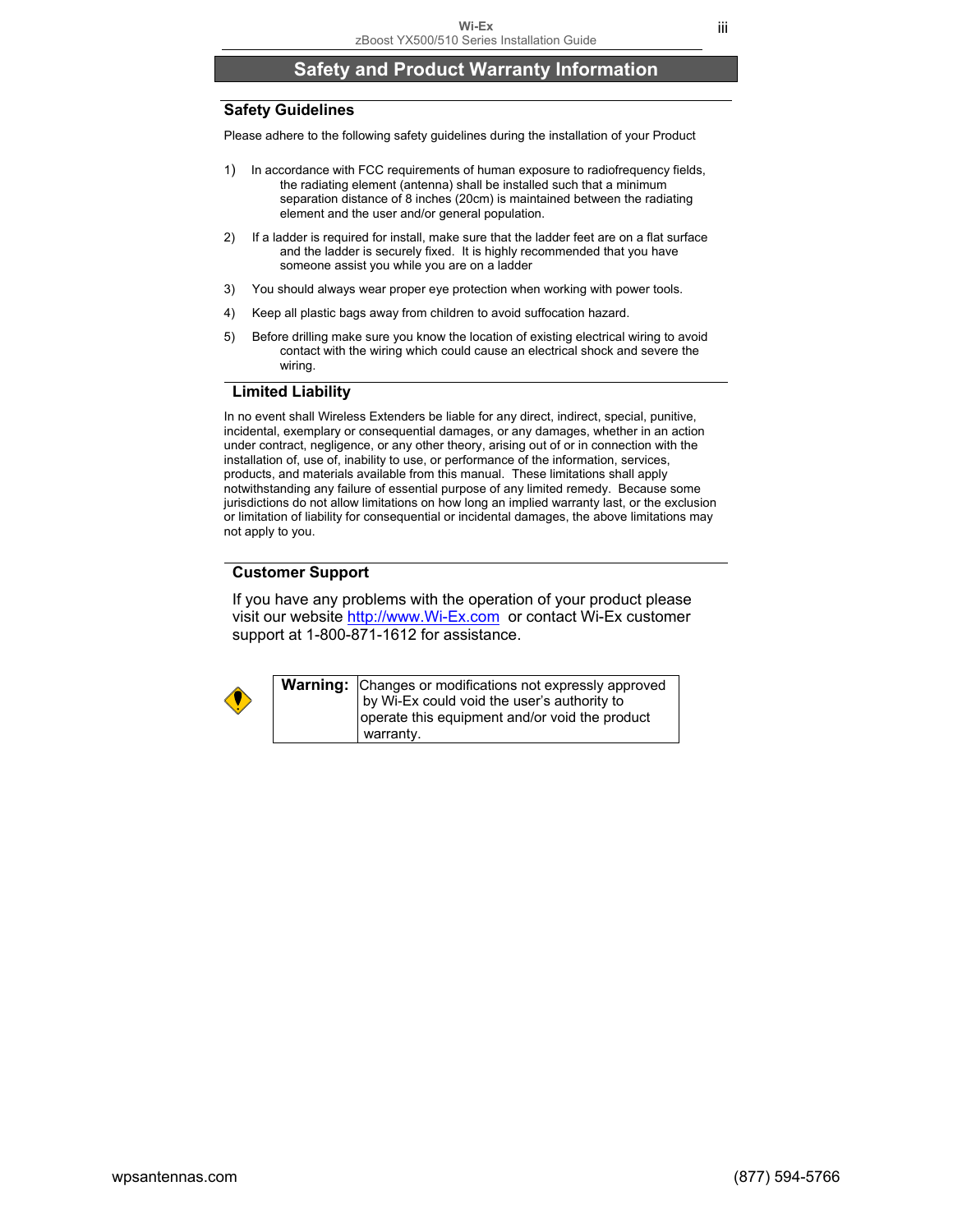# Safety and Product Warranty Information

## Safety Guidelines

Please adhere to the following safety guidelines during the installation of your Product

1) In accordance with FCC requirements of human exposure to radiofrequency fields, the radiating element (antenna) shall be installed such that a minimum separation distance of 8 inches (20cm) is maintained between the radiating element and the user and/or general population.

2) If a ladder is required for install, make sure that the ladder feet are on a flat surface and the ladder is securely fixed. It is highly recommended that you have someone assist you while you are on a ladder

3) You should always wear proper eye protection when working with power tools.

4) Keep all plastic bags away from children to avoid suffocation hazard.

5) Before drilling make sure you know the location of existing electrical wiring to avoid contact with the wiring which could cause an electrical shock and severe the wiring.

## Limited Liability

In no event shall Wireless Extenders be liable for any direct, indirect, special, punitive, incidental, exemplary or consequential damages, or any damages, whether in an action under contract, negligence, or any other theory, arising out of or in connection with the installation of, use of, inability to use, or performance of the information, services, products, and materials available from this manual. These limitations shall apply notwithstanding any failure of essential purpose of any limited remedy. Because some jurisdictions do not allow limitations on how long an implied warranty last, or the exclusion or limitation of liability for consequential or incidental damages, the above limitations may not apply to you.

## Customer Support

If you have any problems with the operation of your product please visit our website http://www.Wi-Ex.com or contact Wi-Ex customer support at 1-800-871-1612 for assistance.

| **Warning:** | Changes or modifications not expressly approved by Wi-Ex could void the user's authority to operate this equipment and/or void the product warranty. |
|---|---|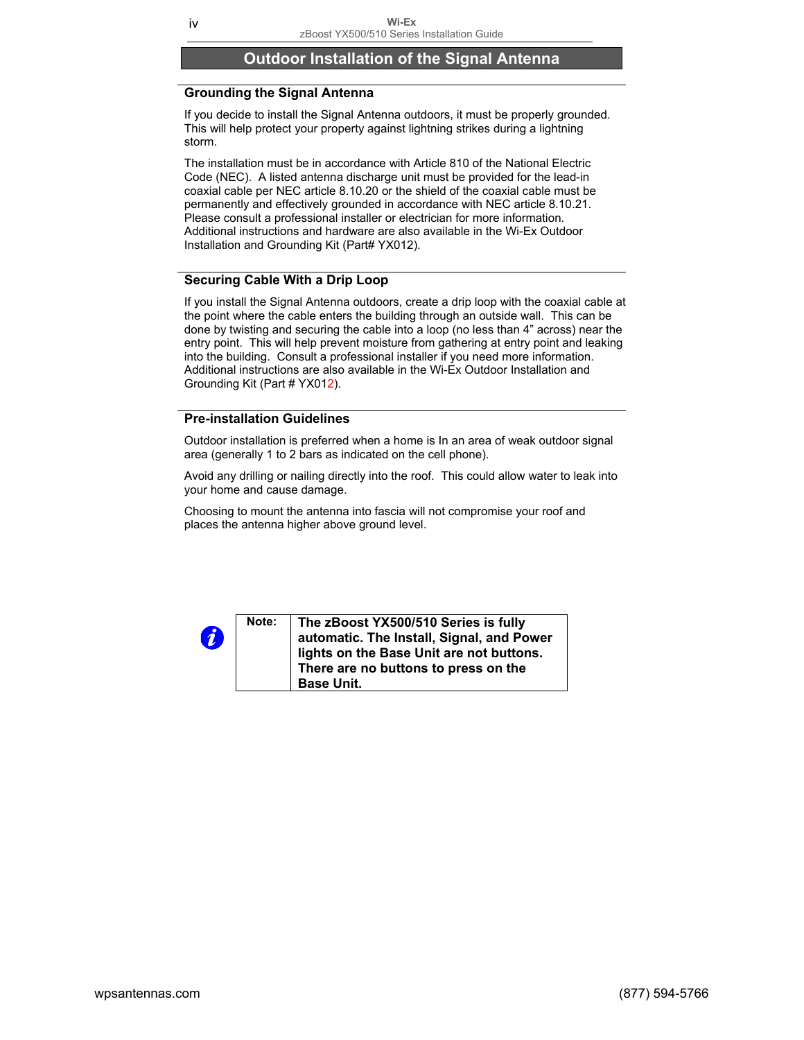# Outdoor Installation of the Signal Antenna

## Grounding the Signal Antenna

If you decide to install the Signal Antenna outdoors, it must be properly grounded. This will help protect your property against lightning strikes during a lightning storm.

The installation must be in accordance with Article 810 of the National Electric Code (NEC). A listed antenna discharge unit must be provided for the lead-in coaxial cable per NEC article 8.10.20 or the shield of the coaxial cable must be permanently and effectively grounded in accordance with NEC article 8.10.21. Please consult a professional installer or electrician for more information. Additional instructions and hardware are also available in the Wi-Ex Outdoor Installation and Grounding Kit (Part# YX012).

## Securing Cable With a Drip Loop

If you install the Signal Antenna outdoors, create a drip loop with the coaxial cable at the point where the cable enters the building through an outside wall. This can be done by twisting and securing the cable into a loop (no less than 4" across) near the entry point. This will help prevent moisture from gathering at entry point and leaking into the building. Consult a professional installer if you need more information. Additional instructions are also available in the Wi-Ex Outdoor Installation and Grounding Kit (Part # YX012).

## Pre-installation Guidelines

Outdoor installation is preferred when a home is In an area of weak outdoor signal area (generally 1 to 2 bars as indicated on the cell phone).

Avoid any drilling or nailing directly into the roof. This could allow water to leak into your home and cause damage.

Choosing to mount the antenna into fascia will not compromise your roof and places the antenna higher above ground level.

| Note: | **The zBoost YX500/510 Series is fully automatic. The Install, Signal, and Power lights on the Base Unit are not buttons. There are no buttons to press on the Base Unit.** |
|---|---|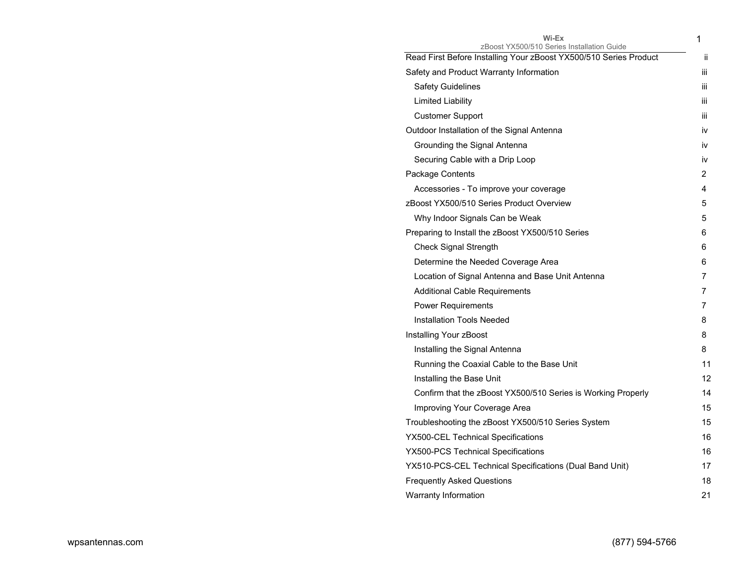| | |
|---|---|
| Read First Before Installing Your zBoost YX500/510 Series Product | ii |
| Safety and Product Warranty Information | iii |
| Safety Guidelines | iii |
| Limited Liability | iii |
| Customer Support | iii |
| Outdoor Installation of the Signal Antenna | iv |
| Grounding the Signal Antenna | iv |
| Securing Cable with a Drip Loop | iv |
| Package Contents | 2 |
| Accessories - To improve your coverage | 4 |
| zBoost YX500/510 Series Product Overview | 5 |
| Why Indoor Signals Can be Weak | 5 |
| Preparing to Install the zBoost YX500/510 Series | 6 |
| Check Signal Strength | 6 |
| Determine the Needed Coverage Area | 6 |
| Location of Signal Antenna and Base Unit Antenna | 7 |
| Additional Cable Requirements | 7 |
| Power Requirements | 7 |
| Installation Tools Needed | 8 |
| Installing Your zBoost | 8 |
| Installing the Signal Antenna | 8 |
| Running the Coaxial Cable to the Base Unit | 11 |
| Installing the Base Unit | 12 |
| Confirm that the zBoost YX500/510 Series is Working Properly | 14 |
| Improving Your Coverage Area | 15 |
| Troubleshooting the zBoost YX500/510 Series System | 15 |
| YX500-CEL Technical Specifications | 16 |
| YX500-PCS Technical Specifications | 16 |
| YX510-PCS-CEL Technical Specifications (Dual Band Unit) | 17 |
| Frequently Asked Questions | 18 |
| Warranty Information | 21 |

wpsantennas.com (877) 594-5766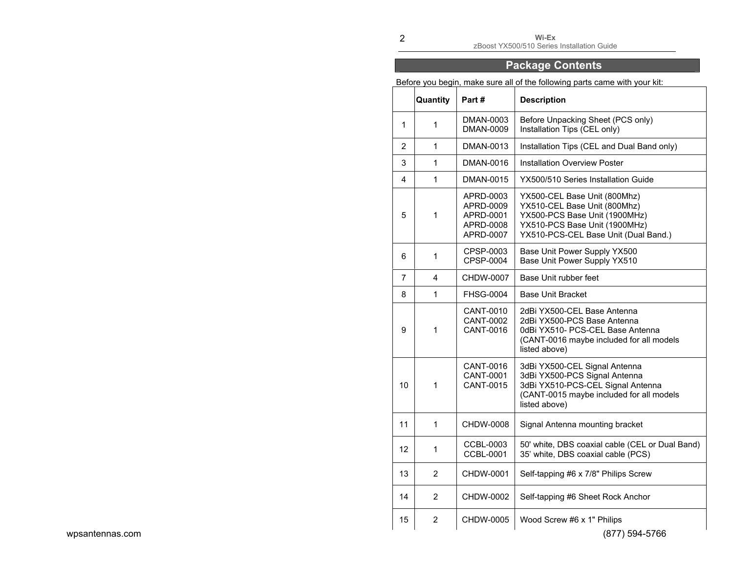## Package Contents

Before you begin, make sure all of the following parts came with your kit:

| | Quantity | Part # | Description |
|---|---|---|---|
| 1 | 1 | DMAN-0003<br>DMAN-0009 | Before Unpacking Sheet (PCS only)<br>Installation Tips (CEL only) |
| 2 | 1 | DMAN-0013 | Installation Tips (CEL and Dual Band only) |
| 3 | 1 | DMAN-0016 | Installation Overview Poster |
| 4 | 1 | DMAN-0015 | YX500/510 Series Installation Guide |
| 5 | 1 | APRD-0003<br>APRD-0009<br>APRD-0001<br>APRD-0008<br>APRD-0007 | YX500-CEL Base Unit (800Mhz)<br>YX510-CEL Base Unit (800Mhz)<br>YX500-PCS Base Unit (1900MHz)<br>YX510-PCS Base Unit (1900MHz)<br>YX510-PCS-CEL Base Unit (Dual Band.) |
| 6 | 1 | CPSP-0003<br>CPSP-0004 | Base Unit Power Supply YX500<br>Base Unit Power Supply YX510 |
| 7 | 4 | CHDW-0007 | Base Unit rubber feet |
| 8 | 1 | FHSG-0004 | Base Unit Bracket |
| 9 | 1 | CANT-0010<br>CANT-0002<br>CANT-0016 | 2dBi YX500-CEL Base Antenna<br>2dBi YX500-PCS Base Antenna<br>0dBi YX510- PCS-CEL Base Antenna<br>(CANT-0016 maybe included for all models listed above) |
| 10 | 1 | CANT-0016<br>CANT-0001<br>CANT-0015 | 3dBi YX500-CEL Signal Antenna<br>3dBi YX500-PCS Signal Antenna<br>3dBi YX510-PCS-CEL Signal Antenna<br>(CANT-0015 maybe included for all models listed above) |
| 11 | 1 | CHDW-0008 | Signal Antenna mounting bracket |
| 12 | 1 | CCBL-0003<br>CCBL-0001 | 50' white, DBS coaxial cable (CEL or Dual Band)<br>35' white, DBS coaxial cable (PCS) |
| 13 | 2 | CHDW-0001 | Self-tapping #6 x 7/8" Philips Screw |
| 14 | 2 | CHDW-0002 | Self-tapping #6 Sheet Rock Anchor |
| 15 | 2 | CHDW-0005 | Wood Screw #6 x 1" Philips |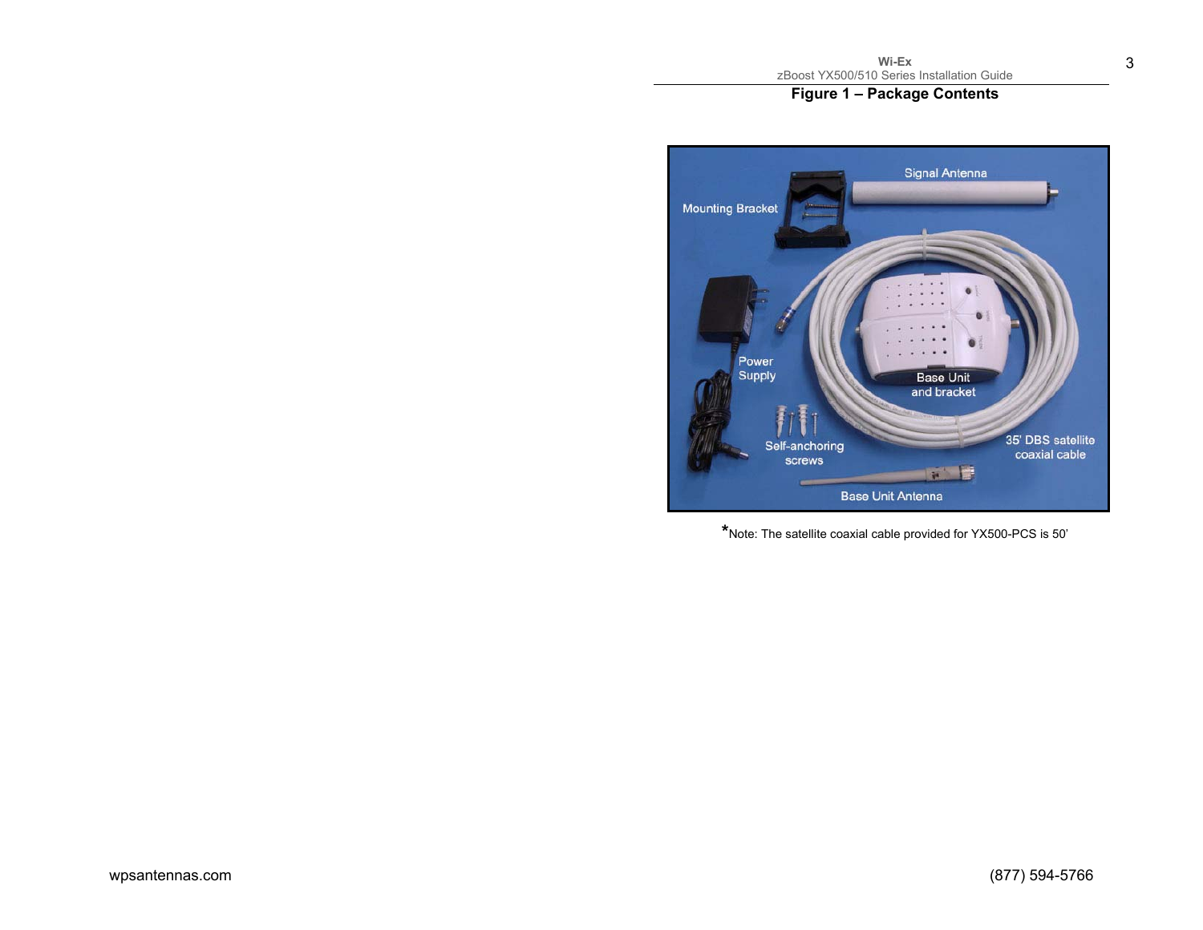**Figure 1 – Package Contents**

Signal Antenna

Mounting Bracket

Power Supply

Base Unit and bracket

Self-anchoring screws

35' DBS satellite coaxial cable

Base Unit Antenna

*Note: The satellite coaxial cable provided for YX500-PCS is 50'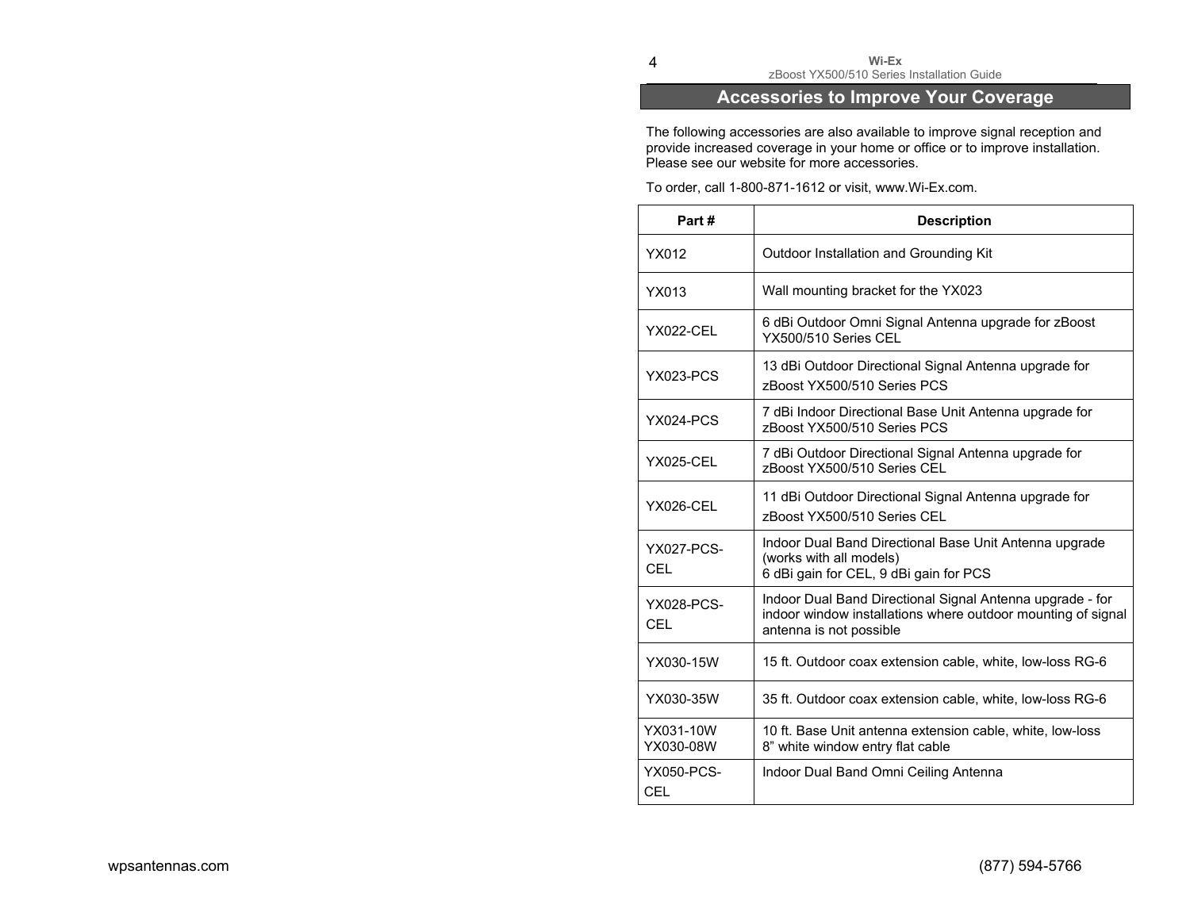# Accessories to Improve Your Coverage

The following accessories are also available to improve signal reception and provide increased coverage in your home or office or to improve installation. Please see our website for more accessories.

To order, call 1-800-871-1612 or visit, www.Wi-Ex.com.

| Part # | Description |
|---|---|
| YX012 | Outdoor Installation and Grounding Kit |
| YX013 | Wall mounting bracket for the YX023 |
| YX022-CEL | 6 dBi Outdoor Omni Signal Antenna upgrade for zBoost YX500/510 Series CEL |
| YX023-PCS | 13 dBi Outdoor Directional Signal Antenna upgrade for zBoost YX500/510 Series PCS |
| YX024-PCS | 7 dBi Indoor Directional Base Unit Antenna upgrade for zBoost YX500/510 Series PCS |
| YX025-CEL | 7 dBi Outdoor Directional Signal Antenna upgrade for zBoost YX500/510 Series CEL |
| YX026-CEL | 11 dBi Outdoor Directional Signal Antenna upgrade for zBoost YX500/510 Series CEL |
| YX027-PCS-CEL | Indoor Dual Band Directional Base Unit Antenna upgrade (works with all models)<br>6 dBi gain for CEL, 9 dBi gain for PCS |
| YX028-PCS-CEL | Indoor Dual Band Directional Signal Antenna upgrade - for indoor window installations where outdoor mounting of signal antenna is not possible |
| YX030-15W | 15 ft. Outdoor coax extension cable, white, low-loss RG-6 |
| YX030-35W | 35 ft. Outdoor coax extension cable, white, low-loss RG-6 |
| YX031-10W<br>YX030-08W | 10 ft. Base Unit antenna extension cable, white, low-loss<br>8” white window entry flat cable |
| YX050-PCS-CEL | Indoor Dual Band Omni Ceiling Antenna |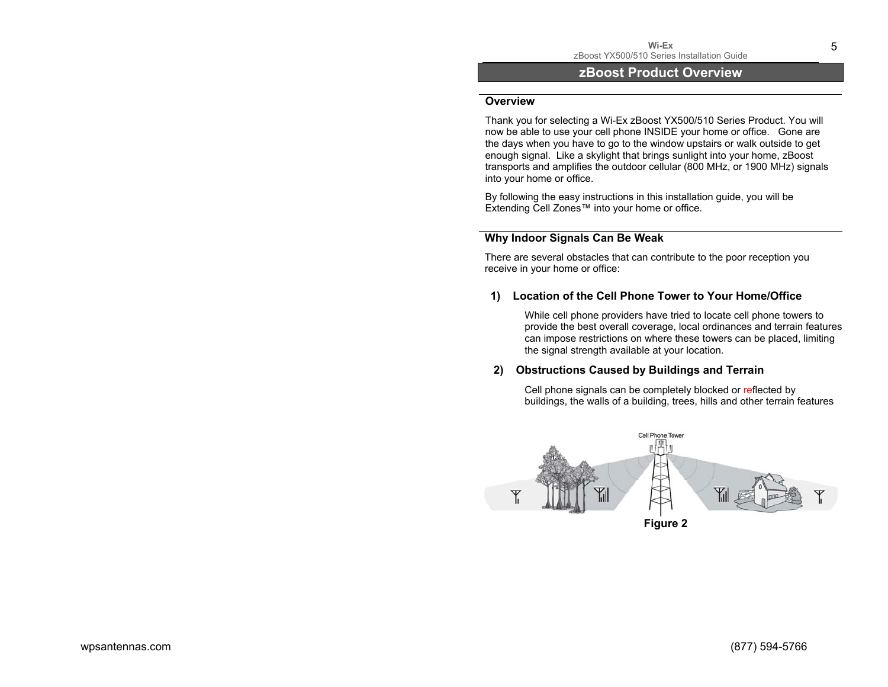# zBoost Product Overview

## Overview

Thank you for selecting a Wi-Ex zBoost YX500/510 Series Product. You will now be able to use your cell phone INSIDE your home or office. Gone are the days when you have to go to the window upstairs or walk outside to get enough signal. Like a skylight that brings sunlight into your home, zBoost transports and amplifies the outdoor cellular (800 MHz, or 1900 MHz) signals into your home or office.

By following the easy instructions in this installation guide, you will be Extending Cell Zones™ into your home or office.

## Why Indoor Signals Can Be Weak

There are several obstacles that can contribute to the poor reception you receive in your home or office:

### 1) Location of the Cell Phone Tower to Your Home/Office

While cell phone providers have tried to locate cell phone towers to provide the best overall coverage, local ordinances and terrain features can impose restrictions on where these towers can be placed, limiting the signal strength available at your location.

### 2) Obstructions Caused by Buildings and Terrain

Cell phone signals can be completely blocked or reflected by buildings, the walls of a building, trees, hills and other terrain features

Cell Phone Tower

**Figure 2**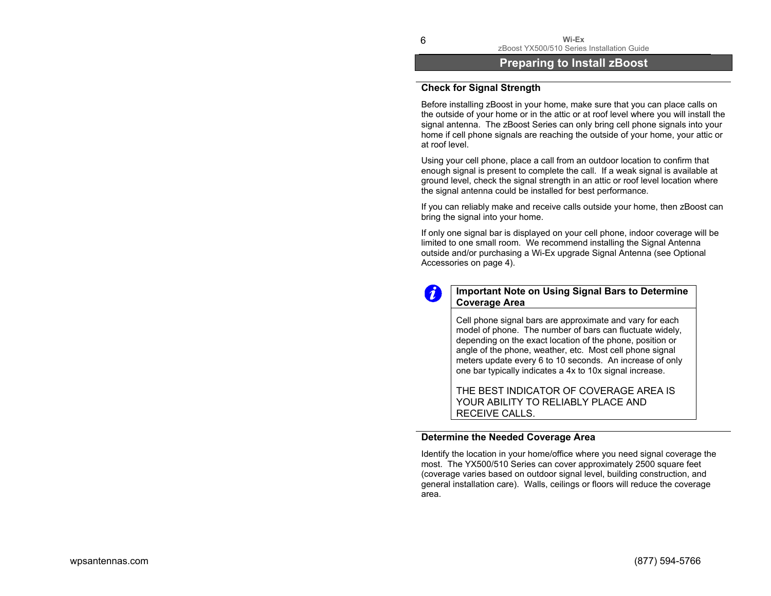# Preparing to Install zBoost

## Check for Signal Strength

Before installing zBoost in your home, make sure that you can place calls on the outside of your home or in the attic or at roof level where you will install the signal antenna. The zBoost Series can only bring cell phone signals into your home if cell phone signals are reaching the outside of your home, your attic or at roof level.

Using your cell phone, place a call from an outdoor location to confirm that enough signal is present to complete the call. If a weak signal is available at ground level, check the signal strength in an attic or roof level location where the signal antenna could be installed for best performance.

If you can reliably make and receive calls outside your home, then zBoost can bring the signal into your home.

If only one signal bar is displayed on your cell phone, indoor coverage will be limited to one small room. We recommend installing the Signal Antenna outside and/or purchasing a Wi-Ex upgrade Signal Antenna (see Optional Accessories on page 4).

> **Important Note on Using Signal Bars to Determine Coverage Area**
>
> Cell phone signal bars are approximate and vary for each model of phone. The number of bars can fluctuate widely, depending on the exact location of the phone, position or angle of the phone, weather, etc. Most cell phone signal meters update every 6 to 10 seconds. An increase of only one bar typically indicates a 4x to 10x signal increase.
>
> THE BEST INDICATOR OF COVERAGE AREA IS YOUR ABILITY TO RELIABLY PLACE AND RECEIVE CALLS.

## Determine the Needed Coverage Area

Identify the location in your home/office where you need signal coverage the most. The YX500/510 Series can cover approximately 2500 square feet (coverage varies based on outdoor signal level, building construction, and general installation care). Walls, ceilings or floors will reduce the coverage area.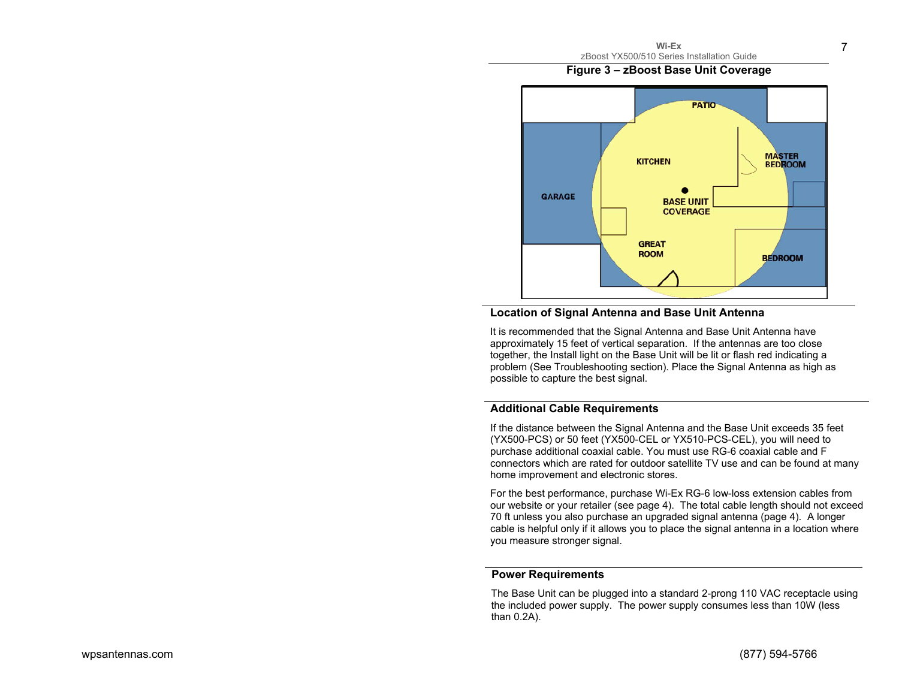**Figure 3 – zBoost Base Unit Coverage**

## Location of Signal Antenna and Base Unit Antenna

It is recommended that the Signal Antenna and Base Unit Antenna have approximately 15 feet of vertical separation. If the antennas are too close together, the Install light on the Base Unit will be lit or flash red indicating a problem (See Troubleshooting section). Place the Signal Antenna as high as possible to capture the best signal.

## Additional Cable Requirements

If the distance between the Signal Antenna and the Base Unit exceeds 35 feet (YX500-PCS) or 50 feet (YX500-CEL or YX510-PCS-CEL), you will need to purchase additional coaxial cable. You must use RG-6 coaxial cable and F connectors which are rated for outdoor satellite TV use and can be found at many home improvement and electronic stores.

For the best performance, purchase Wi-Ex RG-6 low-loss extension cables from our website or your retailer (see page 4). The total cable length should not exceed 70 ft unless you also purchase an upgraded signal antenna (page 4). A longer cable is helpful only if it allows you to place the signal antenna in a location where you measure stronger signal.

## Power Requirements

The Base Unit can be plugged into a standard 2-prong 110 VAC receptacle using the included power supply. The power supply consumes less than 10W (less than 0.2A).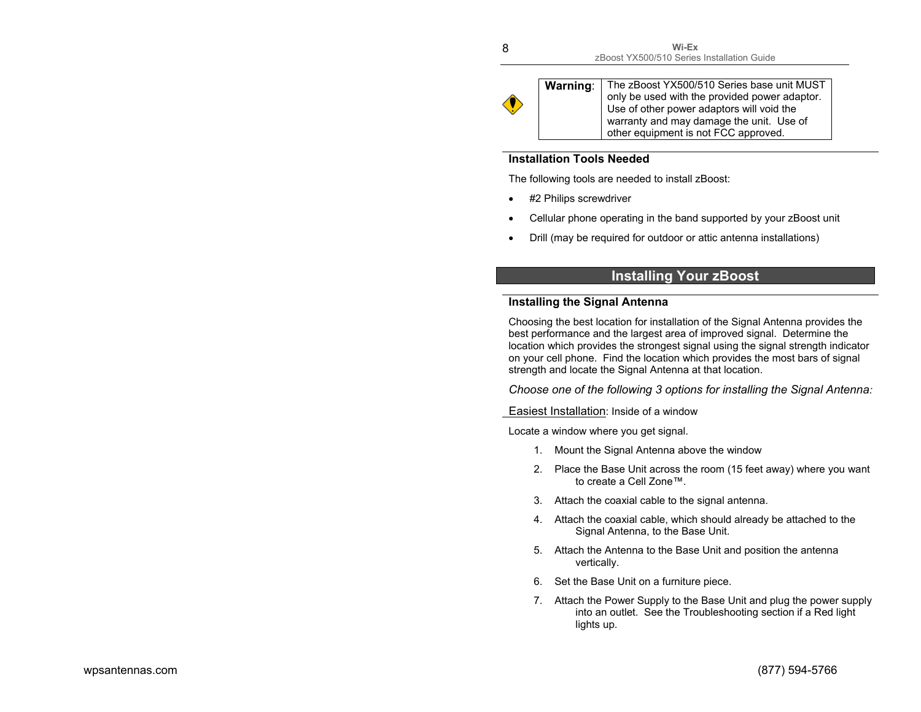| **Warning**: | The zBoost YX500/510 Series base unit MUST only be used with the provided power adaptor. Use of other power adaptors will void the warranty and may damage the unit. Use of other equipment is not FCC approved. |
|---|---|

### Installation Tools Needed

The following tools are needed to install zBoost:

- #2 Philips screwdriver
- Cellular phone operating in the band supported by your zBoost unit
- Drill (may be required for outdoor or attic antenna installations)

## Installing Your zBoost

### Installing the Signal Antenna

Choosing the best location for installation of the Signal Antenna provides the best performance and the largest area of improved signal. Determine the location which provides the strongest signal using the signal strength indicator on your cell phone. Find the location which provides the most bars of signal strength and locate the Signal Antenna at that location.

*Choose one of the following 3 options for installing the Signal Antenna:*

Easiest Installation: Inside of a window

Locate a window where you get signal.

1. Mount the Signal Antenna above the window
2. Place the Base Unit across the room (15 feet away) where you want to create a Cell Zone™.
3. Attach the coaxial cable to the signal antenna.
4. Attach the coaxial cable, which should already be attached to the Signal Antenna, to the Base Unit.
5. Attach the Antenna to the Base Unit and position the antenna vertically.
6. Set the Base Unit on a furniture piece.
7. Attach the Power Supply to the Base Unit and plug the power supply into an outlet. See the Troubleshooting section if a Red light lights up.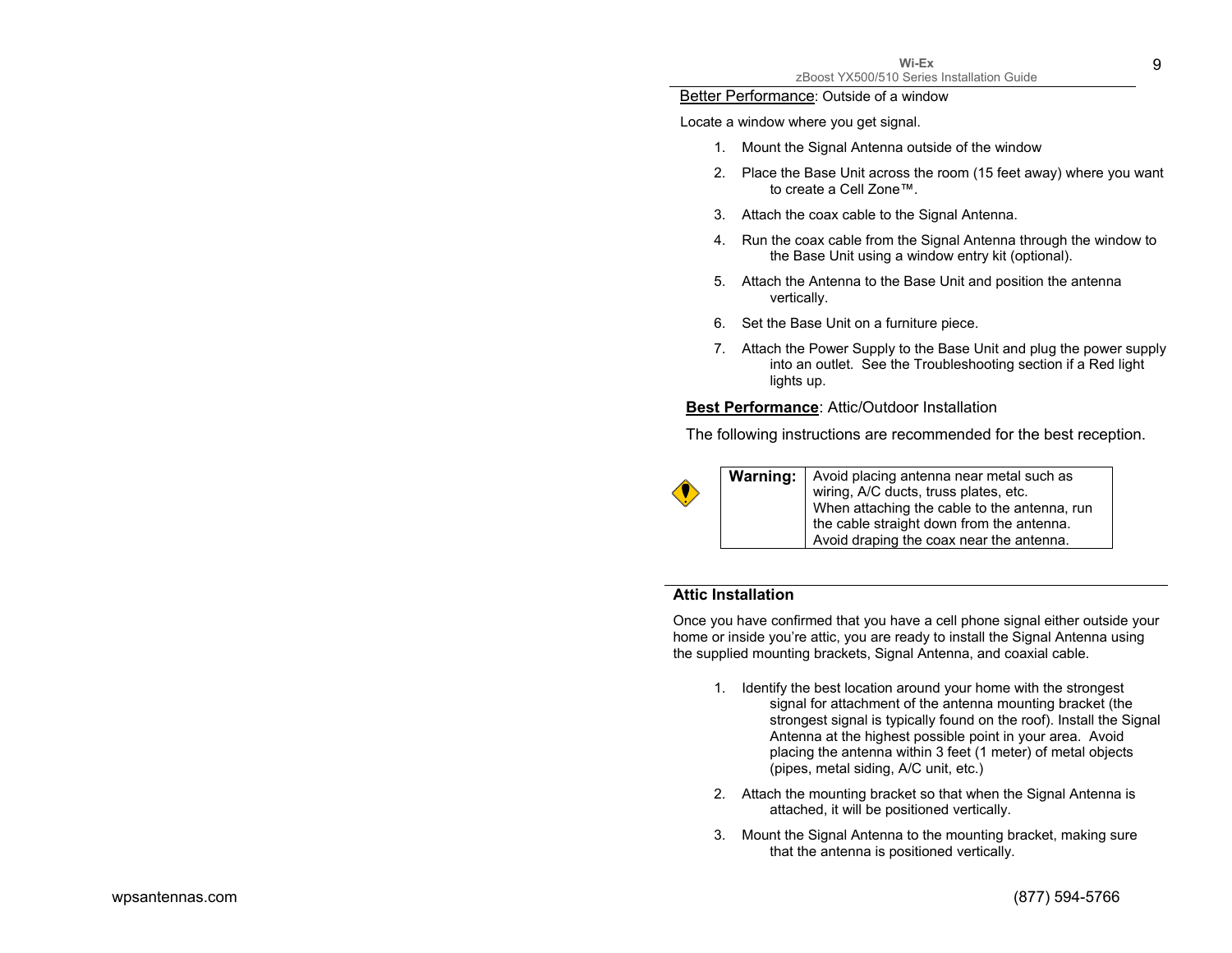<u>Better Performance</u>: Outside of a window

Locate a window where you get signal.

1. Mount the Signal Antenna outside of the window
2. Place the Base Unit across the room (15 feet away) where you want to create a Cell Zone™.
3. Attach the coax cable to the Signal Antenna.
4. Run the coax cable from the Signal Antenna through the window to the Base Unit using a window entry kit (optional).
5. Attach the Antenna to the Base Unit and position the antenna vertically.
6. Set the Base Unit on a furniture piece.
7. Attach the Power Supply to the Base Unit and plug the power supply into an outlet. See the Troubleshooting section if a Red light lights up.

**<u>Best Performance</u>**: Attic/Outdoor Installation

The following instructions are recommended for the best reception.

| **Warning:** | Avoid placing antenna near metal such as wiring, A/C ducts, truss plates, etc. When attaching the cable to the antenna, run the cable straight down from the antenna. Avoid draping the coax near the antenna. |
|---|---|

## Attic Installation

Once you have confirmed that you have a cell phone signal either outside your home or inside you're attic, you are ready to install the Signal Antenna using the supplied mounting brackets, Signal Antenna, and coaxial cable.

1. Identify the best location around your home with the strongest signal for attachment of the antenna mounting bracket (the strongest signal is typically found on the roof). Install the Signal Antenna at the highest possible point in your area. Avoid placing the antenna within 3 feet (1 meter) of metal objects (pipes, metal siding, A/C unit, etc.)
2. Attach the mounting bracket so that when the Signal Antenna is attached, it will be positioned vertically.
3. Mount the Signal Antenna to the mounting bracket, making sure that the antenna is positioned vertically.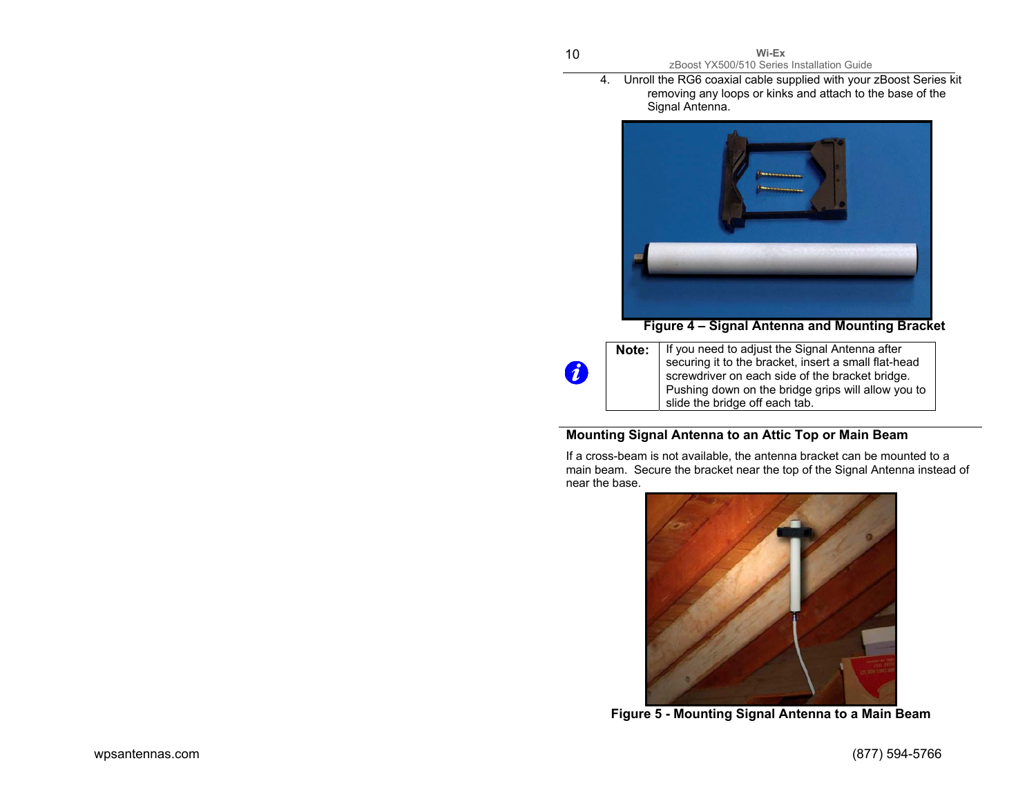4. Unroll the RG6 coaxial cable supplied with your zBoost Series kit removing any loops or kinks and attach to the base of the Signal Antenna.

**Figure 4 – Signal Antenna and Mounting Bracket**

| **Note:** | If you need to adjust the Signal Antenna after securing it to the bracket, insert a small flat-head screwdriver on each side of the bracket bridge. Pushing down on the bridge grips will allow you to slide the bridge off each tab. |
|---|---|

## Mounting Signal Antenna to an Attic Top or Main Beam

If a cross-beam is not available, the antenna bracket can be mounted to a main beam. Secure the bracket near the top of the Signal Antenna instead of near the base.

**Figure 5 - Mounting Signal Antenna to a Main Beam**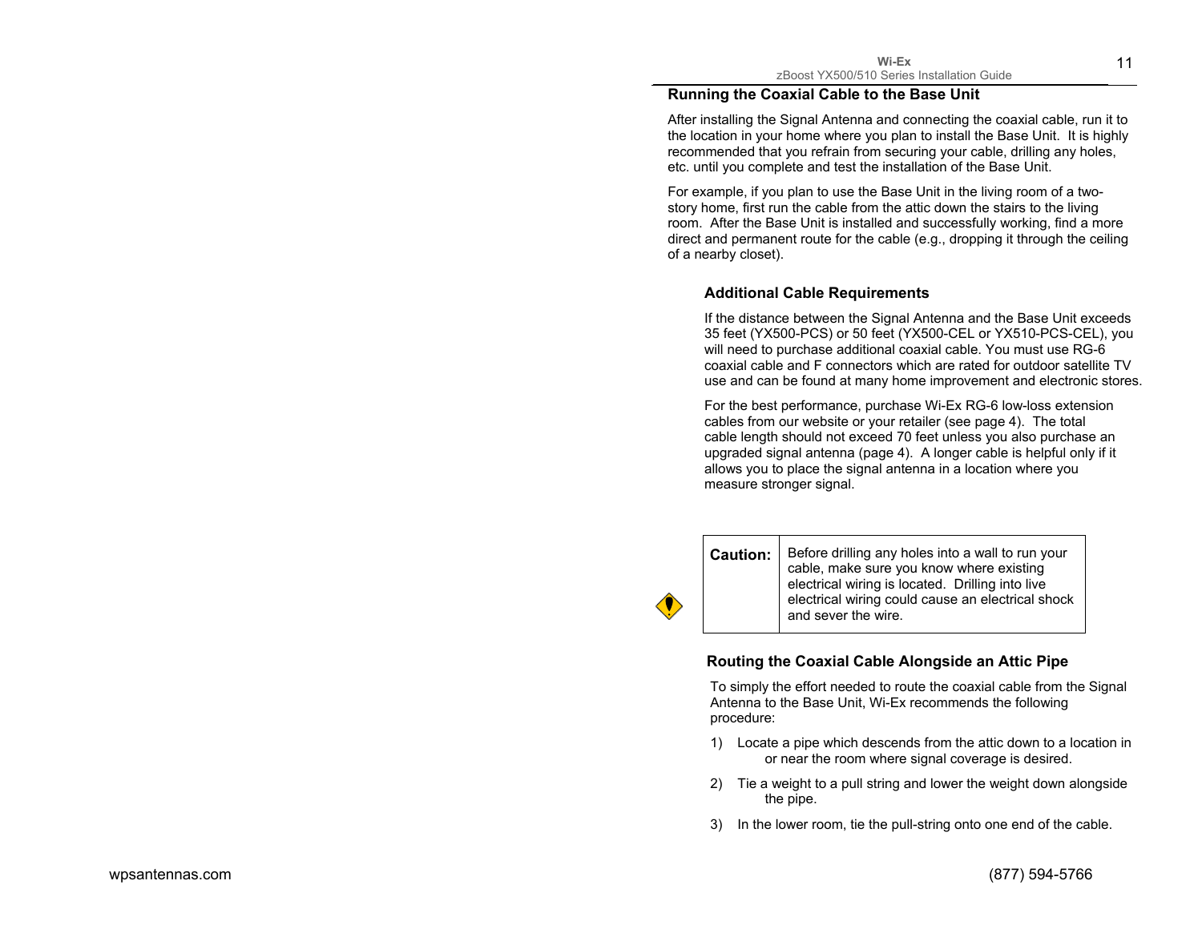## Running the Coaxial Cable to the Base Unit

After installing the Signal Antenna and connecting the coaxial cable, run it to the location in your home where you plan to install the Base Unit. It is highly recommended that you refrain from securing your cable, drilling any holes, etc. until you complete and test the installation of the Base Unit.

For example, if you plan to use the Base Unit in the living room of a two-story home, first run the cable from the attic down the stairs to the living room. After the Base Unit is installed and successfully working, find a more direct and permanent route for the cable (e.g., dropping it through the ceiling of a nearby closet).

### Additional Cable Requirements

If the distance between the Signal Antenna and the Base Unit exceeds 35 feet (YX500-PCS) or 50 feet (YX500-CEL or YX510-PCS-CEL), you will need to purchase additional coaxial cable. You must use RG-6 coaxial cable and F connectors which are rated for outdoor satellite TV use and can be found at many home improvement and electronic stores.

For the best performance, purchase Wi-Ex RG-6 low-loss extension cables from our website or your retailer (see page 4). The total cable length should not exceed 70 feet unless you also purchase an upgraded signal antenna (page 4). A longer cable is helpful only if it allows you to place the signal antenna in a location where you measure stronger signal.

| **Caution:** | Before drilling any holes into a wall to run your cable, make sure you know where existing electrical wiring is located. Drilling into live electrical wiring could cause an electrical shock and sever the wire. |
|---|---|

### Routing the Coaxial Cable Alongside an Attic Pipe

To simply the effort needed to route the coaxial cable from the Signal Antenna to the Base Unit, Wi-Ex recommends the following procedure:

1) Locate a pipe which descends from the attic down to a location in or near the room where signal coverage is desired.
2) Tie a weight to a pull string and lower the weight down alongside the pipe.
3) In the lower room, tie the pull-string onto one end of the cable.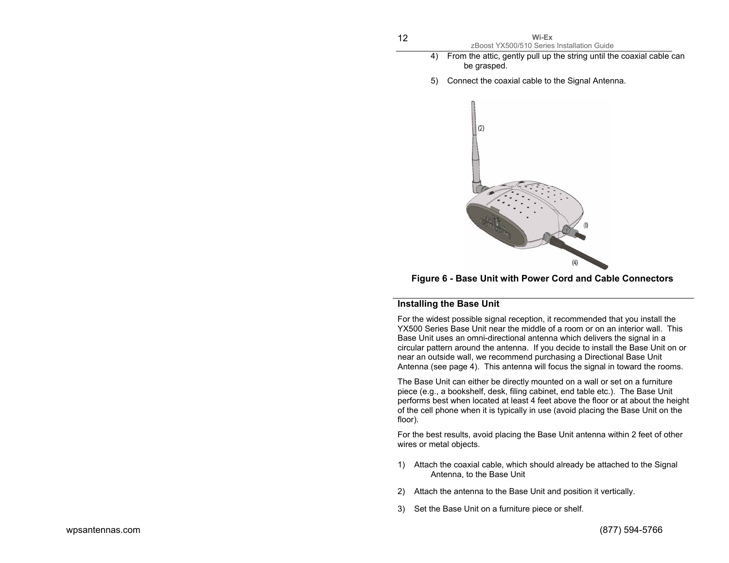4) From the attic, gently pull up the string until the coaxial cable can be grasped.

5) Connect the coaxial cable to the Signal Antenna.

**Figure 6 - Base Unit with Power Cord and Cable Connectors**

## Installing the Base Unit

For the widest possible signal reception, it recommended that you install the YX500 Series Base Unit near the middle of a room or on an interior wall. This Base Unit uses an omni-directional antenna which delivers the signal in a circular pattern around the antenna. If you decide to install the Base Unit on or near an outside wall, we recommend purchasing a Directional Base Unit Antenna (see page 4). This antenna will focus the signal in toward the rooms.

The Base Unit can either be directly mounted on a wall or set on a furniture piece (e.g., a bookshelf, desk, filing cabinet, end table etc.). The Base Unit performs best when located at least 4 feet above the floor or at about the height of the cell phone when it is typically in use (avoid placing the Base Unit on the floor).

For the best results, avoid placing the Base Unit antenna within 2 feet of other wires or metal objects.

1) Attach the coaxial cable, which should already be attached to the Signal Antenna, to the Base Unit

2) Attach the antenna to the Base Unit and position it vertically.

3) Set the Base Unit on a furniture piece or shelf.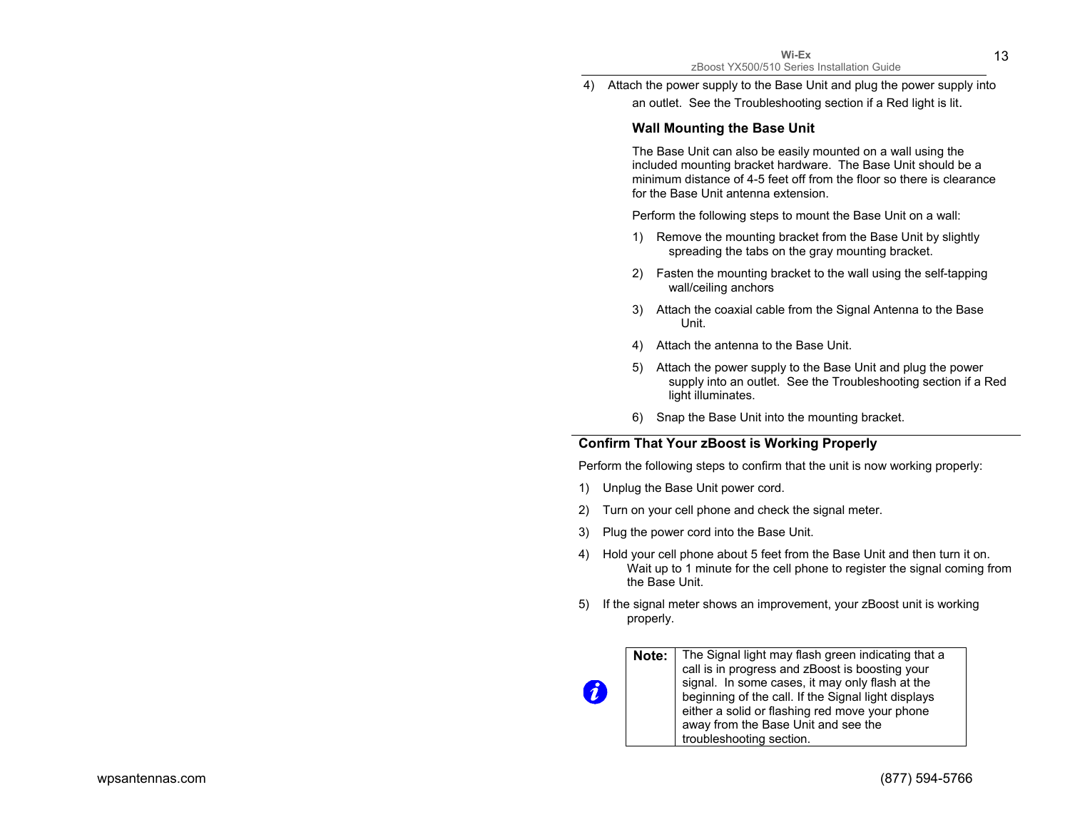4) Attach the power supply to the Base Unit and plug the power supply into an outlet. See the Troubleshooting section if a Red light is lit.

### Wall Mounting the Base Unit

The Base Unit can also be easily mounted on a wall using the included mounting bracket hardware. The Base Unit should be a minimum distance of 4-5 feet off from the floor so there is clearance for the Base Unit antenna extension.

Perform the following steps to mount the Base Unit on a wall:

1) Remove the mounting bracket from the Base Unit by slightly spreading the tabs on the gray mounting bracket.
2) Fasten the mounting bracket to the wall using the self-tapping wall/ceiling anchors
3) Attach the coaxial cable from the Signal Antenna to the Base Unit.
4) Attach the antenna to the Base Unit.
5) Attach the power supply to the Base Unit and plug the power supply into an outlet. See the Troubleshooting section if a Red light illuminates.
6) Snap the Base Unit into the mounting bracket.

## Confirm That Your zBoost is Working Properly

Perform the following steps to confirm that the unit is now working properly:

1) Unplug the Base Unit power cord.
2) Turn on your cell phone and check the signal meter.
3) Plug the power cord into the Base Unit.
4) Hold your cell phone about 5 feet from the Base Unit and then turn it on. Wait up to 1 minute for the cell phone to register the signal coming from the Base Unit.
5) If the signal meter shows an improvement, your zBoost unit is working properly.

| Note: | The Signal light may flash green indicating that a call is in progress and zBoost is boosting your signal. In some cases, it may only flash at the beginning of the call. If the Signal light displays either a solid or flashing red move your phone away from the Base Unit and see the troubleshooting section. |
|---|---|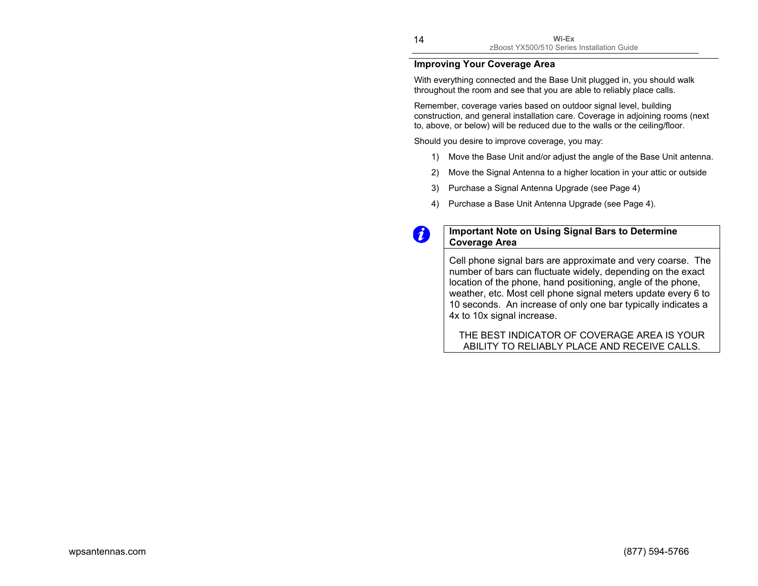## Improving Your Coverage Area

With everything connected and the Base Unit plugged in, you should walk throughout the room and see that you are able to reliably place calls.

Remember, coverage varies based on outdoor signal level, building construction, and general installation care. Coverage in adjoining rooms (next to, above, or below) will be reduced due to the walls or the ceiling/floor.

Should you desire to improve coverage, you may:

1) Move the Base Unit and/or adjust the angle of the Base Unit antenna.
2) Move the Signal Antenna to a higher location in your attic or outside
3) Purchase a Signal Antenna Upgrade (see Page 4)
4) Purchase a Base Unit Antenna Upgrade (see Page 4).

**Important Note on Using Signal Bars to Determine Coverage Area**

Cell phone signal bars are approximate and very coarse. The number of bars can fluctuate widely, depending on the exact location of the phone, hand positioning, angle of the phone, weather, etc. Most cell phone signal meters update every 6 to 10 seconds. An increase of only one bar typically indicates a 4x to 10x signal increase.

THE BEST INDICATOR OF COVERAGE AREA IS YOUR ABILITY TO RELIABLY PLACE AND RECEIVE CALLS.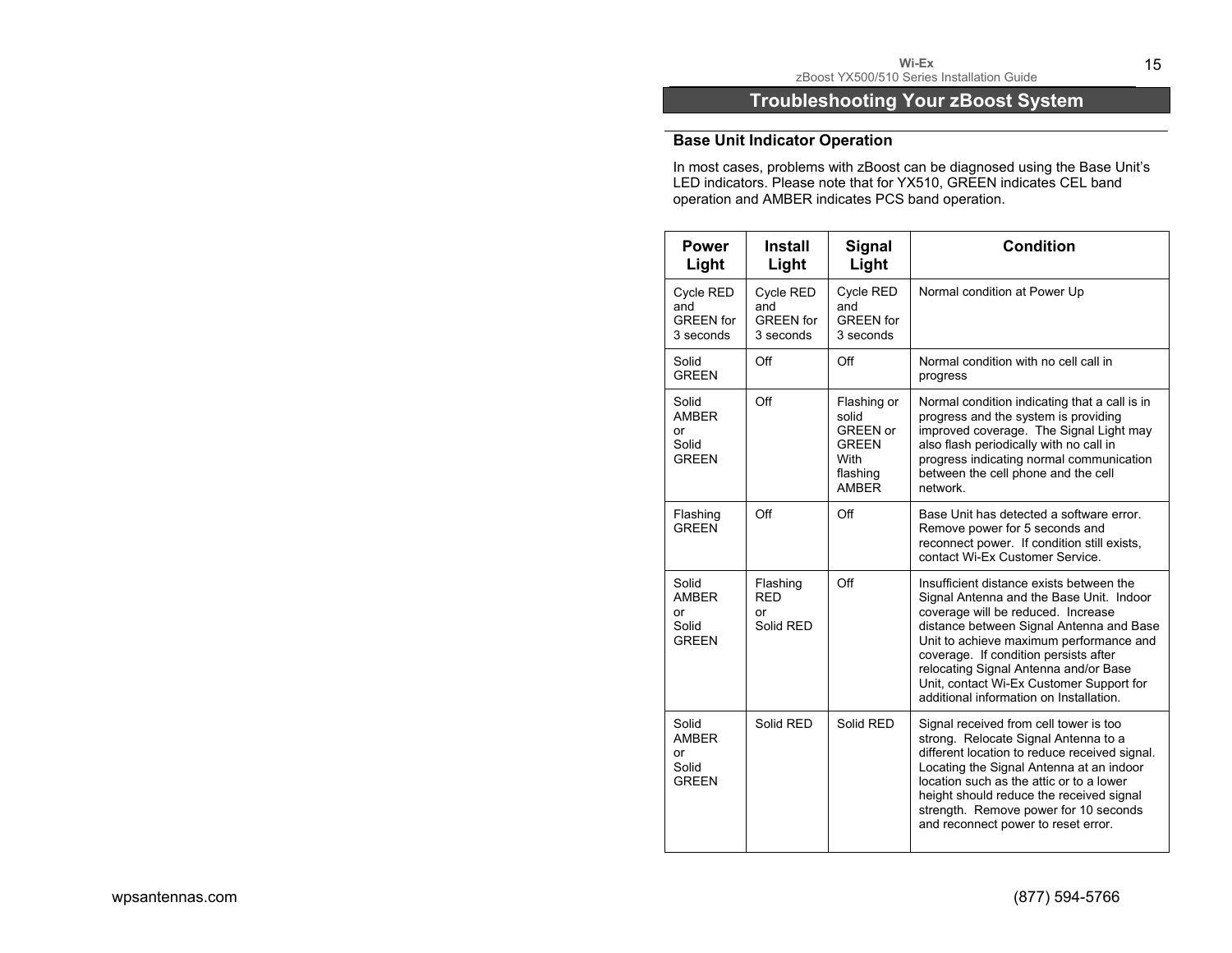# Troubleshooting Your zBoost System

## Base Unit Indicator Operation

In most cases, problems with zBoost can be diagnosed using the Base Unit's LED indicators. Please note that for YX510, GREEN indicates CEL band operation and AMBER indicates PCS band operation.

| Power Light | Install Light | Signal Light | Condition |
|---|---|---|---|
| Cycle RED and GREEN for 3 seconds | Cycle RED and GREEN for 3 seconds | Cycle RED and GREEN for 3 seconds | Normal condition at Power Up |
| Solid GREEN | Off | Off | Normal condition with no cell call in progress |
| Solid AMBER or Solid GREEN | Off | Flashing or solid GREEN or GREEN With flashing AMBER | Normal condition indicating that a call is in progress and the system is providing improved coverage. The Signal Light may also flash periodically with no call in progress indicating normal communication between the cell phone and the cell network. |
| Flashing GREEN | Off | Off | Base Unit has detected a software error. Remove power for 5 seconds and reconnect power. If condition still exists, contact Wi-Ex Customer Service. |
| Solid AMBER or Solid GREEN | Flashing RED or Solid RED | Off | Insufficient distance exists between the Signal Antenna and the Base Unit. Indoor coverage will be reduced. Increase distance between Signal Antenna and Base Unit to achieve maximum performance and coverage. If condition persists after relocating Signal Antenna and/or Base Unit, contact Wi-Ex Customer Support for additional information on Installation. |
| Solid AMBER or Solid GREEN | Solid RED | Solid RED | Signal received from cell tower is too strong. Relocate Signal Antenna to a different location to reduce received signal. Locating the Signal Antenna at an indoor location such as the attic or to a lower height should reduce the received signal strength. Remove power for 10 seconds and reconnect power to reset error. |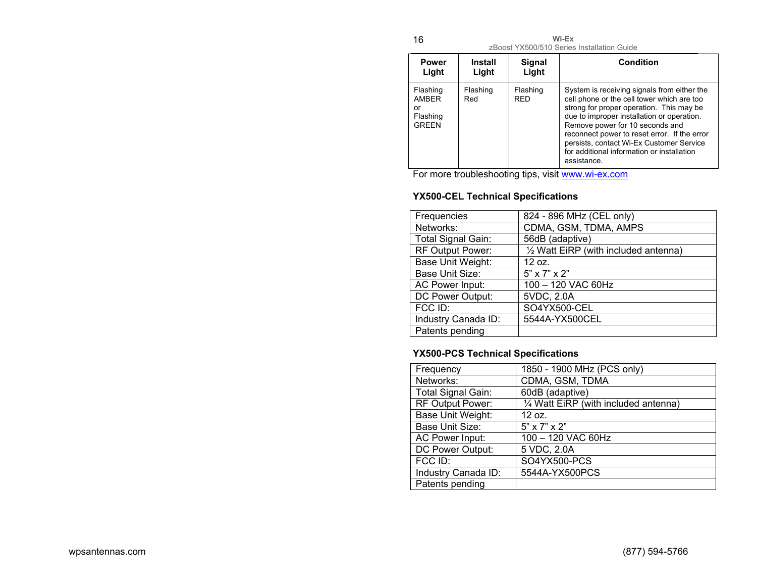| Power Light | Install Light | Signal Light | Condition |
|---|---|---|---|
| Flashing AMBER or Flashing GREEN | Flashing Red | Flashing RED | System is receiving signals from either the cell phone or the cell tower which are too strong for proper operation. This may be due to improper installation or operation. Remove power for 10 seconds and reconnect power to reset error. If the error persists, contact Wi-Ex Customer Service for additional information or installation assistance. |

For more troubleshooting tips, visit www.wi-ex.com

### YX500-CEL Technical Specifications

| Frequencies | 824 - 896 MHz (CEL only) |
|---|---|
| Networks: | CDMA, GSM, TDMA, AMPS |
| Total Signal Gain: | 56dB (adaptive) |
| RF Output Power: | ½ Watt EiRP (with included antenna) |
| Base Unit Weight: | 12 oz. |
| Base Unit Size: | 5" x 7" x 2" |
| AC Power Input: | 100 – 120 VAC 60Hz |
| DC Power Output: | 5VDC, 2.0A |
| FCC ID: | SO4YX500-CEL |
| Industry Canada ID: | 5544A-YX500CEL |
| Patents pending | |

### YX500-PCS Technical Specifications

| Frequency | 1850 - 1900 MHz (PCS only) |
|---|---|
| Networks: | CDMA, GSM, TDMA |
| Total Signal Gain: | 60dB (adaptive) |
| RF Output Power: | ¼ Watt EiRP (with included antenna) |
| Base Unit Weight: | 12 oz. |
| Base Unit Size: | 5" x 7" x 2" |
| AC Power Input: | 100 – 120 VAC 60Hz |
| DC Power Output: | 5 VDC, 2.0A |
| FCC ID: | SO4YX500-PCS |
| Industry Canada ID: | 5544A-YX500PCS |
| Patents pending | |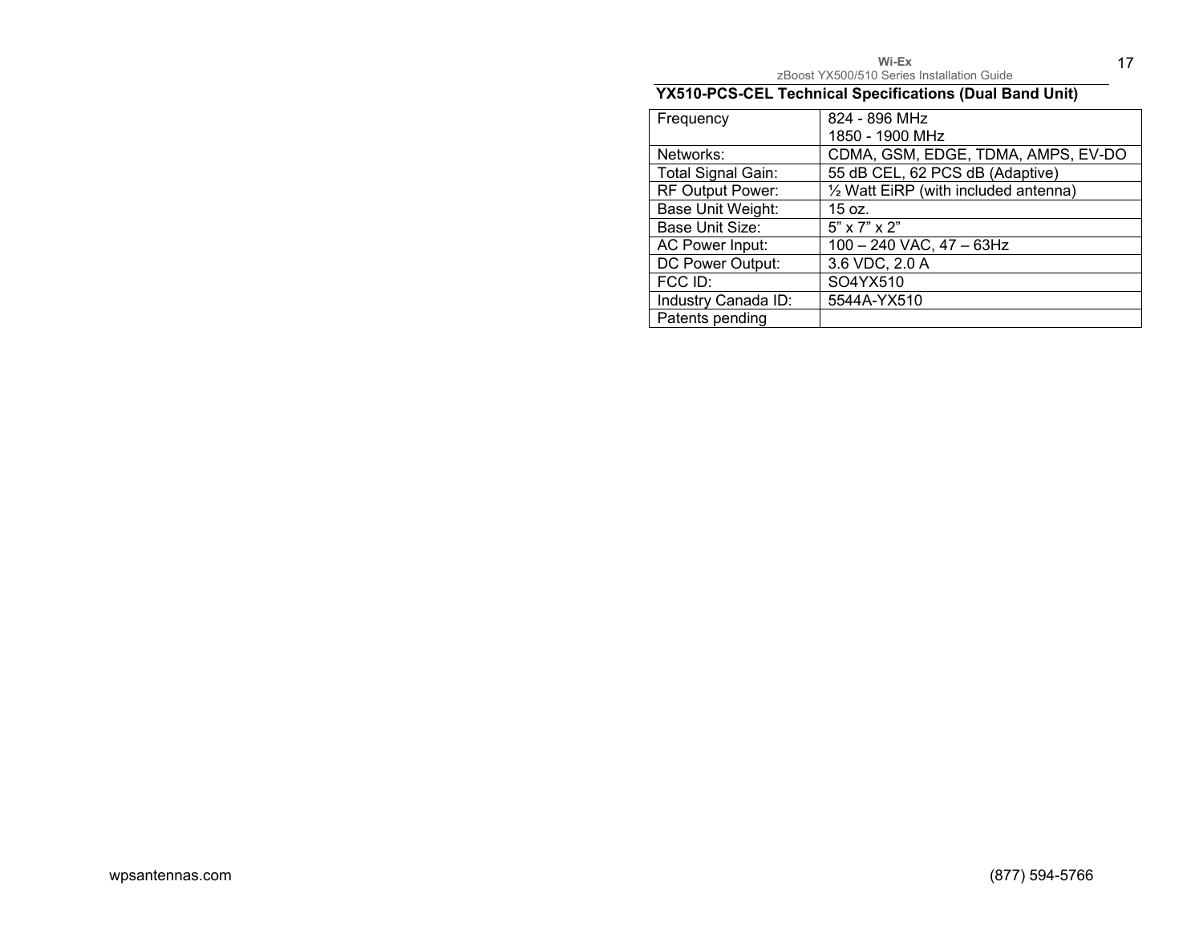## YX510-PCS-CEL Technical Specifications (Dual Band Unit)

| Frequency | 824 - 896 MHz<br>1850 - 1900 MHz |
|---|---|
| Networks: | CDMA, GSM, EDGE, TDMA, AMPS, EV-DO |
| Total Signal Gain: | 55 dB CEL, 62 PCS dB (Adaptive) |
| RF Output Power: | ½ Watt EiRP (with included antenna) |
| Base Unit Weight: | 15 oz. |
| Base Unit Size: | 5” x 7” x 2” |
| AC Power Input: | 100 – 240 VAC, 47 – 63Hz |
| DC Power Output: | 3.6 VDC, 2.0 A |
| FCC ID: | SO4YX510 |
| Industry Canada ID: | 5544A-YX510 |
| Patents pending | |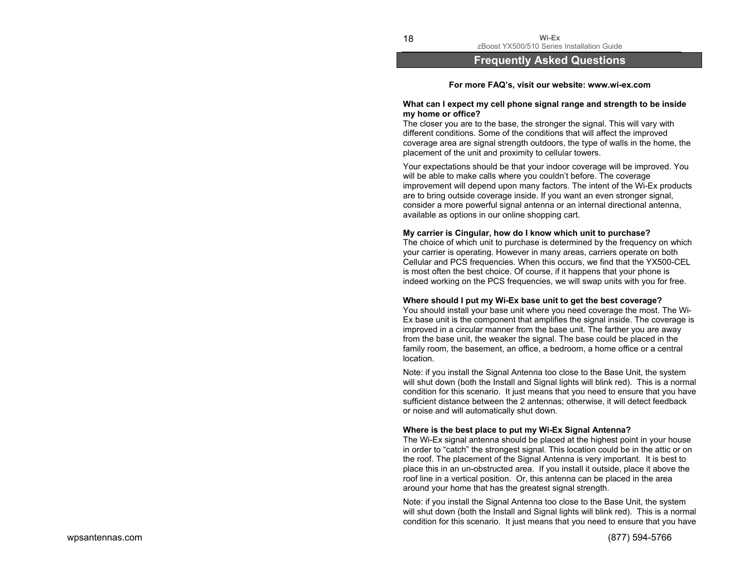## Frequently Asked Questions

**For more FAQ's, visit our website: www.wi-ex.com**

**What can I expect my cell phone signal range and strength to be inside my home or office?**

The closer you are to the base, the stronger the signal. This will vary with different conditions. Some of the conditions that will affect the improved coverage area are signal strength outdoors, the type of walls in the home, the placement of the unit and proximity to cellular towers.

Your expectations should be that your indoor coverage will be improved. You will be able to make calls where you couldn't before. The coverage improvement will depend upon many factors. The intent of the Wi-Ex products are to bring outside coverage inside. If you want an even stronger signal, consider a more powerful signal antenna or an internal directional antenna, available as options in our online shopping cart.

**My carrier is Cingular, how do I know which unit to purchase?**

The choice of which unit to purchase is determined by the frequency on which your carrier is operating. However in many areas, carriers operate on both Cellular and PCS frequencies. When this occurs, we find that the YX500-CEL is most often the best choice. Of course, if it happens that your phone is indeed working on the PCS frequencies, we will swap units with you for free.

**Where should I put my Wi-Ex base unit to get the best coverage?**

You should install your base unit where you need coverage the most. The Wi-Ex base unit is the component that amplifies the signal inside. The coverage is improved in a circular manner from the base unit. The farther you are away from the base unit, the weaker the signal. The base could be placed in the family room, the basement, an office, a bedroom, a home office or a central location.

Note: if you install the Signal Antenna too close to the Base Unit, the system will shut down (both the Install and Signal lights will blink red). This is a normal condition for this scenario. It just means that you need to ensure that you have sufficient distance between the 2 antennas; otherwise, it will detect feedback or noise and will automatically shut down.

**Where is the best place to put my Wi-Ex Signal Antenna?**

The Wi-Ex signal antenna should be placed at the highest point in your house in order to "catch" the strongest signal. This location could be in the attic or on the roof. The placement of the Signal Antenna is very important. It is best to place this in an un-obstructed area. If you install it outside, place it above the roof line in a vertical position. Or, this antenna can be placed in the area around your home that has the greatest signal strength.

Note: if you install the Signal Antenna too close to the Base Unit, the system will shut down (both the Install and Signal lights will blink red). This is a normal condition for this scenario. It just means that you need to ensure that you have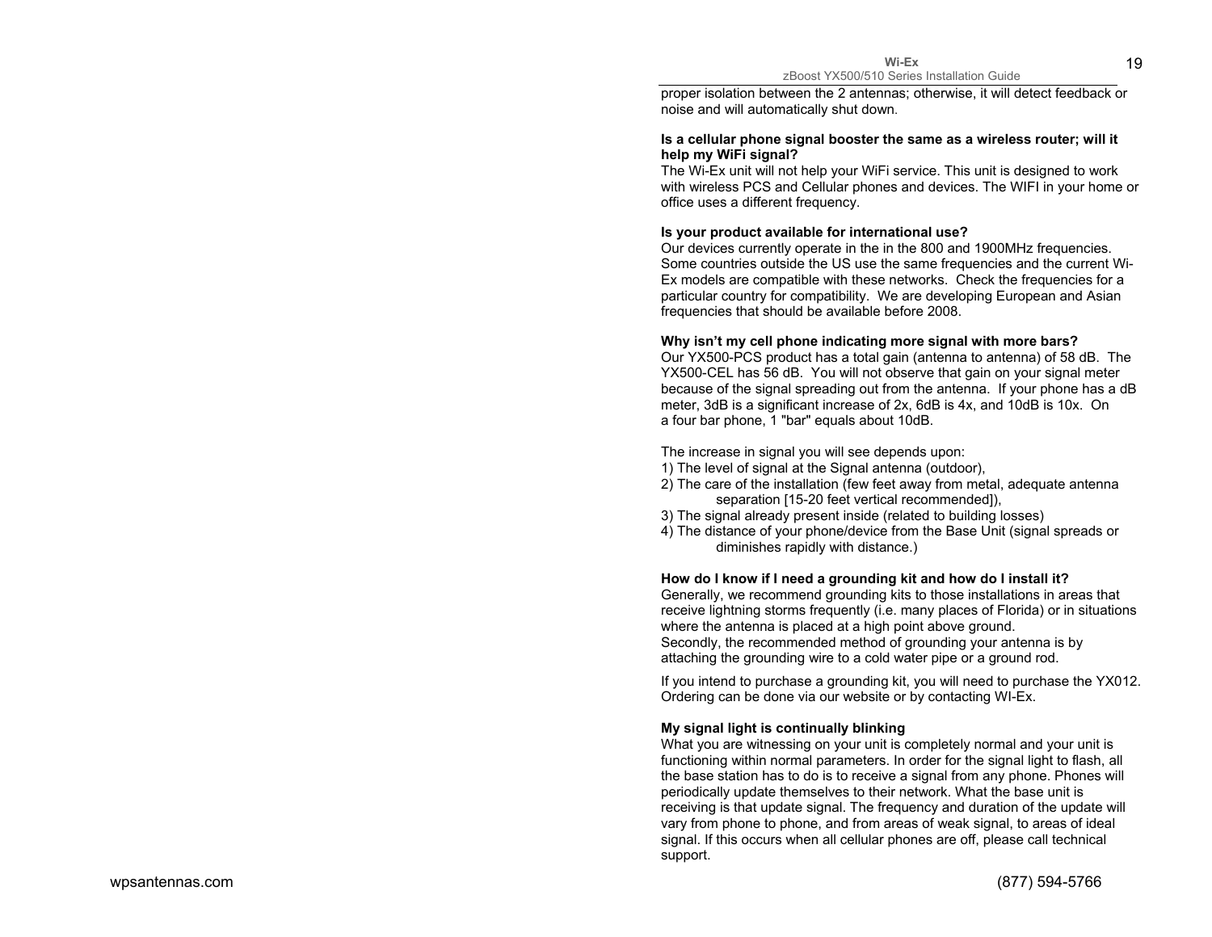proper isolation between the 2 antennas; otherwise, it will detect feedback or noise and will automatically shut down.

**Is a cellular phone signal booster the same as a wireless router; will it help my WiFi signal?**

The Wi-Ex unit will not help your WiFi service. This unit is designed to work with wireless PCS and Cellular phones and devices. The WIFI in your home or office uses a different frequency.

**Is your product available for international use?**

Our devices currently operate in the in the 800 and 1900MHz frequencies. Some countries outside the US use the same frequencies and the current Wi-Ex models are compatible with these networks. Check the frequencies for a particular country for compatibility. We are developing European and Asian frequencies that should be available before 2008.

**Why isn't my cell phone indicating more signal with more bars?**

Our YX500-PCS product has a total gain (antenna to antenna) of 58 dB. The YX500-CEL has 56 dB. You will not observe that gain on your signal meter because of the signal spreading out from the antenna. If your phone has a dB meter, 3dB is a significant increase of 2x, 6dB is 4x, and 10dB is 10x. On a four bar phone, 1 "bar" equals about 10dB.

The increase in signal you will see depends upon:

1) The level of signal at the Signal antenna (outdoor),
2) The care of the installation (few feet away from metal, adequate antenna separation [15-20 feet vertical recommended]),
3) The signal already present inside (related to building losses)
4) The distance of your phone/device from the Base Unit (signal spreads or diminishes rapidly with distance.)

**How do I know if I need a grounding kit and how do I install it?**

Generally, we recommend grounding kits to those installations in areas that receive lightning storms frequently (i.e. many places of Florida) or in situations where the antenna is placed at a high point above ground.
Secondly, the recommended method of grounding your antenna is by attaching the grounding wire to a cold water pipe or a ground rod.

If you intend to purchase a grounding kit, you will need to purchase the YX012. Ordering can be done via our website or by contacting WI-Ex.

**My signal light is continually blinking**

What you are witnessing on your unit is completely normal and your unit is functioning within normal parameters. In order for the signal light to flash, all the base station has to do is to receive a signal from any phone. Phones will periodically update themselves to their network. What the base unit is receiving is that update signal. The frequency and duration of the update will vary from phone to phone, and from areas of weak signal, to areas of ideal signal. If this occurs when all cellular phones are off, please call technical support.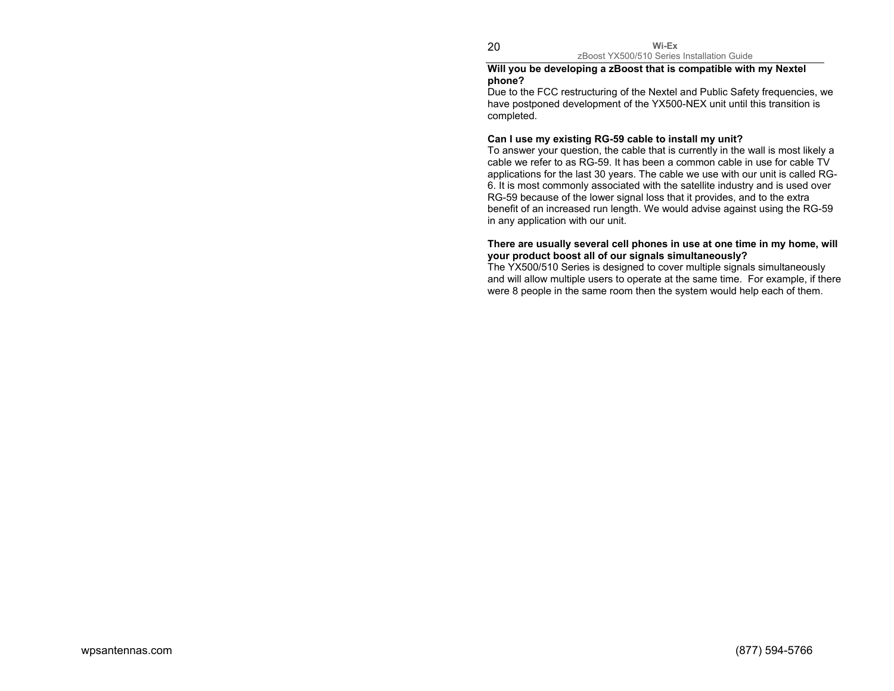**Will you be developing a zBoost that is compatible with my Nextel phone?**

Due to the FCC restructuring of the Nextel and Public Safety frequencies, we have postponed development of the YX500-NEX unit until this transition is completed.

**Can I use my existing RG-59 cable to install my unit?**

To answer your question, the cable that is currently in the wall is most likely a cable we refer to as RG-59. It has been a common cable in use for cable TV applications for the last 30 years. The cable we use with our unit is called RG-6. It is most commonly associated with the satellite industry and is used over RG-59 because of the lower signal loss that it provides, and to the extra benefit of an increased run length. We would advise against using the RG-59 in any application with our unit.

**There are usually several cell phones in use at one time in my home, will your product boost all of our signals simultaneously?**

The YX500/510 Series is designed to cover multiple signals simultaneously and will allow multiple users to operate at the same time. For example, if there were 8 people in the same room then the system would help each of them.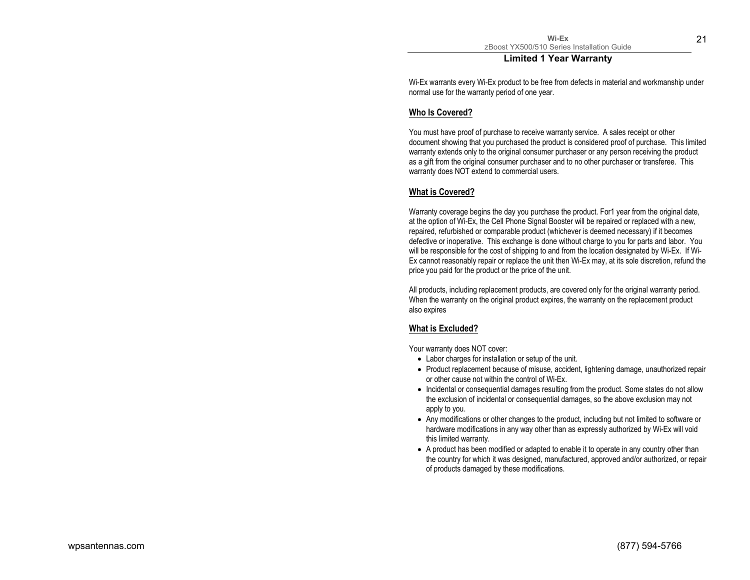## Limited 1 Year Warranty

Wi-Ex warrants every Wi-Ex product to be free from defects in material and workmanship under normal use for the warranty period of one year.

### Who Is Covered?

You must have proof of purchase to receive warranty service. A sales receipt or other document showing that you purchased the product is considered proof of purchase. This limited warranty extends only to the original consumer purchaser or any person receiving the product as a gift from the original consumer purchaser and to no other purchaser or transferee. This warranty does NOT extend to commercial users.

### What is Covered?

Warranty coverage begins the day you purchase the product. For1 year from the original date, at the option of Wi-Ex, the Cell Phone Signal Booster will be repaired or replaced with a new, repaired, refurbished or comparable product (whichever is deemed necessary) if it becomes defective or inoperative. This exchange is done without charge to you for parts and labor. You will be responsible for the cost of shipping to and from the location designated by Wi-Ex. If Wi-Ex cannot reasonably repair or replace the unit then Wi-Ex may, at its sole discretion, refund the price you paid for the product or the price of the unit.

All products, including replacement products, are covered only for the original warranty period. When the warranty on the original product expires, the warranty on the replacement product also expires

### What is Excluded?

Your warranty does NOT cover:

- Labor charges for installation or setup of the unit.
- Product replacement because of misuse, accident, lightening damage, unauthorized repair or other cause not within the control of Wi-Ex.
- Incidental or consequential damages resulting from the product. Some states do not allow the exclusion of incidental or consequential damages, so the above exclusion may not apply to you.
- Any modifications or other changes to the product, including but not limited to software or hardware modifications in any way other than as expressly authorized by Wi-Ex will void this limited warranty.
- A product has been modified or adapted to enable it to operate in any country other than the country for which it was designed, manufactured, approved and/or authorized, or repair of products damaged by these modifications.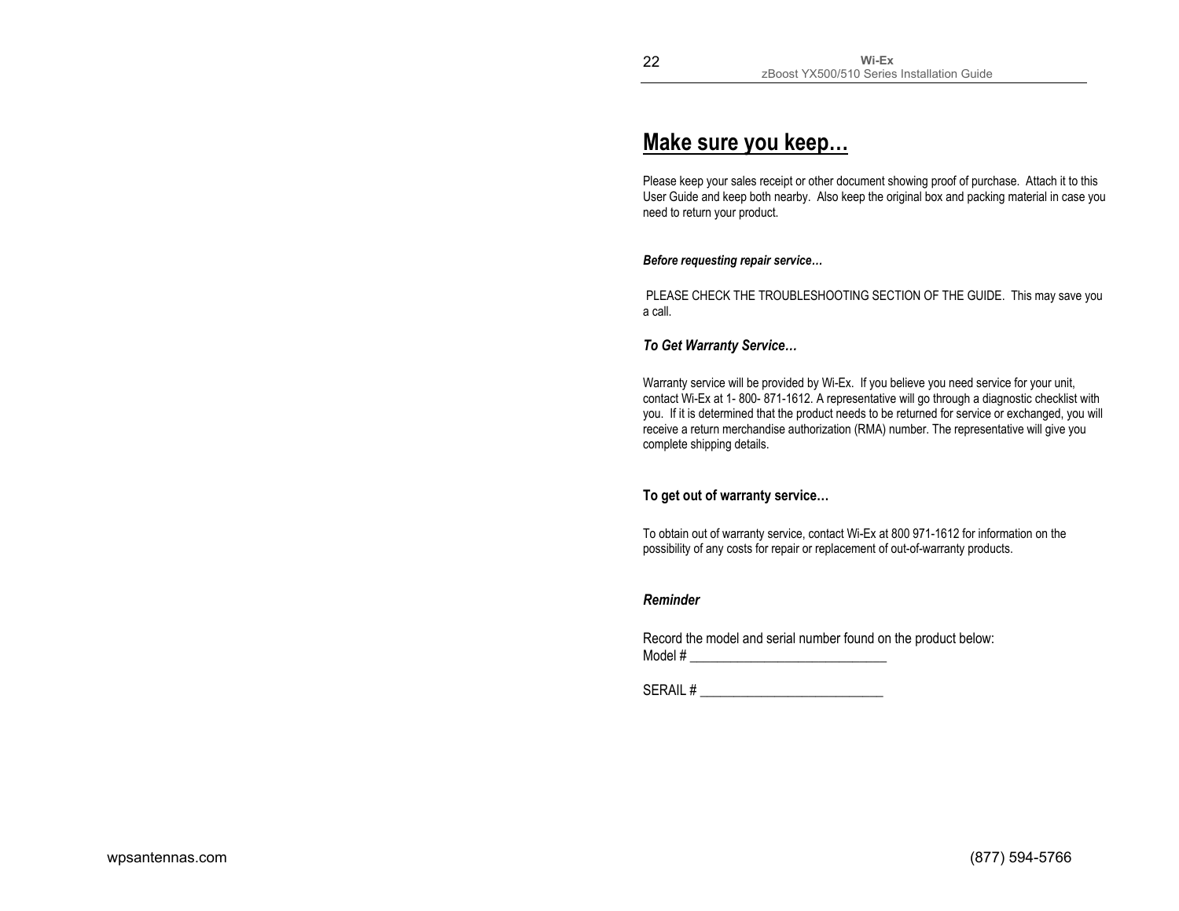# Make sure you keep…

Please keep your sales receipt or other document showing proof of purchase. Attach it to this User Guide and keep both nearby. Also keep the original box and packing material in case you need to return your product.

***Before requesting repair service…***

PLEASE CHECK THE TROUBLESHOOTING SECTION OF THE GUIDE. This may save you a call.

***To Get Warranty Service…***

Warranty service will be provided by Wi-Ex. If you believe you need service for your unit, contact Wi-Ex at 1- 800- 871-1612. A representative will go through a diagnostic checklist with you. If it is determined that the product needs to be returned for service or exchanged, you will receive a return merchandise authorization (RMA) number. The representative will give you complete shipping details.

**To get out of warranty service…**

To obtain out of warranty service, contact Wi-Ex at 800 971-1612 for information on the possibility of any costs for repair or replacement of out-of-warranty products.

***Reminder***

Record the model and serial number found on the product below:
Model # ____________________________

SERAIL # __________________________